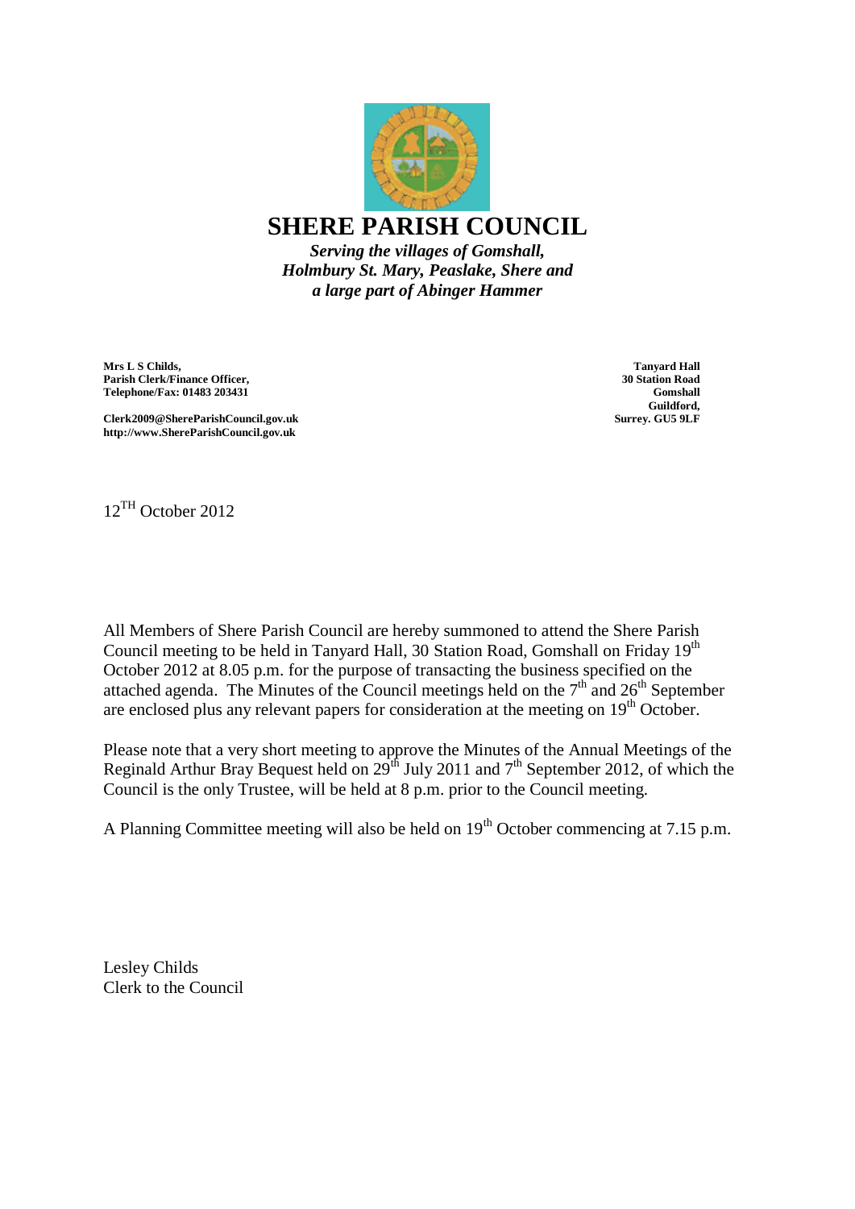# SHERE PARISH COUNCIL

*Serving the villages of Gomshall, Holmbury St. Mary, Peaslake, Shere and a large part of Abinger Hammer*

**Mrs L S Childs,**
**Parish Clerk/Finance Officer,**
**Telephone/Fax: 01483 203431**

**Clerk2009@ShereParishCouncil.gov.uk**
**http://www.ShereParishCouncil.gov.uk**

**Tanyard Hall**
**30 Station Road**
**Gomshall**
**Guildford,**
**Surrey. GU5 9LF**

12TH October 2012

All Members of Shere Parish Council are hereby summoned to attend the Shere Parish Council meeting to be held in Tanyard Hall, 30 Station Road, Gomshall on Friday 19th October 2012 at 8.05 p.m. for the purpose of transacting the business specified on the attached agenda. The Minutes of the Council meetings held on the 7th and 26th September are enclosed plus any relevant papers for consideration at the meeting on 19th October.

Please note that a very short meeting to approve the Minutes of the Annual Meetings of the Reginald Arthur Bray Bequest held on 29th July 2011 and 7th September 2012, of which the Council is the only Trustee, will be held at 8 p.m. prior to the Council meeting.

A Planning Committee meeting will also be held on 19th October commencing at 7.15 p.m.

Lesley Childs
Clerk to the Council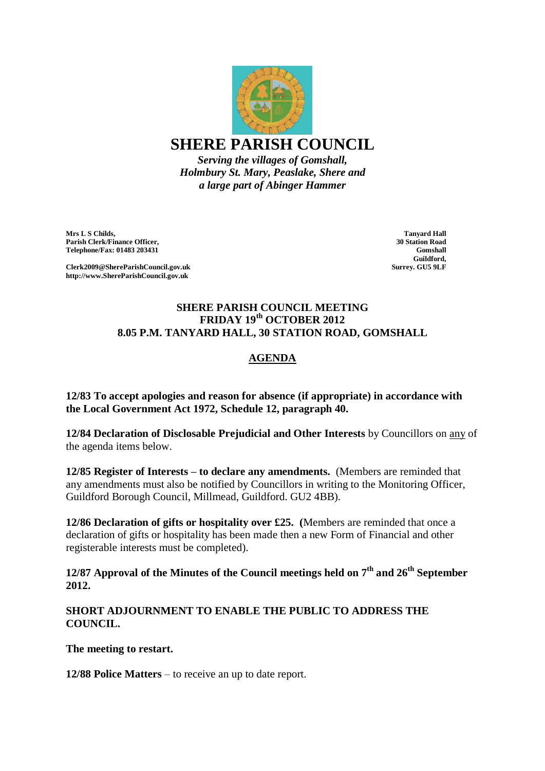# SHERE PARISH COUNCIL

*Serving the villages of Gomshall,*
*Holmbury St. Mary, Peaslake, Shere and*
*a large part of Abinger Hammer*

**Mrs L S Childs,**
**Parish Clerk/Finance Officer,**
**Telephone/Fax: 01483 203431**

**Clerk2009@ShereParishCouncil.gov.uk**
**http://www.ShereParishCouncil.gov.uk**

**Tanyard Hall**
**30 Station Road**
**Gomshall**
**Guildford,**
**Surrey. GU5 9LF**

## SHERE PARISH COUNCIL MEETING
## FRIDAY 19th OCTOBER 2012
## 8.05 P.M. TANYARD HALL, 30 STATION ROAD, GOMSHALL

## AGENDA

**12/83 To accept apologies and reason for absence (if appropriate) in accordance with the Local Government Act 1972, Schedule 12, paragraph 40.**

**12/84 Declaration of Disclosable Prejudicial and Other Interests** by Councillors on any of the agenda items below.

**12/85 Register of Interests – to declare any amendments.** (Members are reminded that any amendments must also be notified by Councillors in writing to the Monitoring Officer, Guildford Borough Council, Millmead, Guildford. GU2 4BB).

**12/86 Declaration of gifts or hospitality over £25. (**Members are reminded that once a declaration of gifts or hospitality has been made then a new Form of Financial and other registerable interests must be completed).

**12/87 Approval of the Minutes of the Council meetings held on 7th and 26th September 2012.**

**SHORT ADJOURNMENT TO ENABLE THE PUBLIC TO ADDRESS THE COUNCIL.**

**The meeting to restart.**

**12/88 Police Matters** – to receive an up to date report.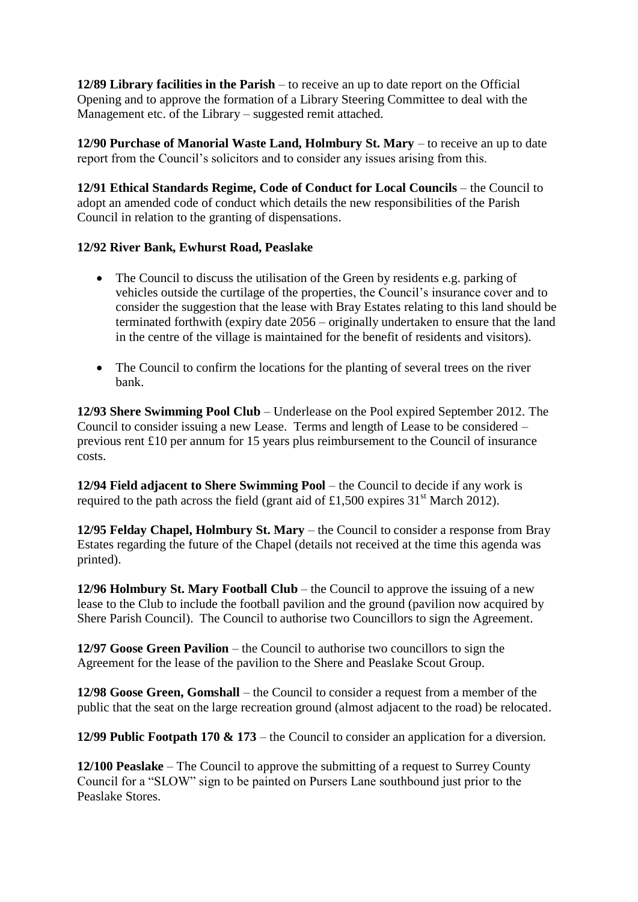**12/89 Library facilities in the Parish** – to receive an up to date report on the Official Opening and to approve the formation of a Library Steering Committee to deal with the Management etc. of the Library – suggested remit attached.

**12/90 Purchase of Manorial Waste Land, Holmbury St. Mary** – to receive an up to date report from the Council's solicitors and to consider any issues arising from this.

**12/91 Ethical Standards Regime, Code of Conduct for Local Councils** – the Council to adopt an amended code of conduct which details the new responsibilities of the Parish Council in relation to the granting of dispensations.

**12/92 River Bank, Ewhurst Road, Peaslake**

- The Council to discuss the utilisation of the Green by residents e.g. parking of vehicles outside the curtilage of the properties, the Council's insurance cover and to consider the suggestion that the lease with Bray Estates relating to this land should be terminated forthwith (expiry date 2056 – originally undertaken to ensure that the land in the centre of the village is maintained for the benefit of residents and visitors).

- The Council to confirm the locations for the planting of several trees on the river bank.

**12/93 Shere Swimming Pool Club** – Underlease on the Pool expired September 2012. The Council to consider issuing a new Lease. Terms and length of Lease to be considered – previous rent £10 per annum for 15 years plus reimbursement to the Council of insurance costs.

**12/94 Field adjacent to Shere Swimming Pool** – the Council to decide if any work is required to the path across the field (grant aid of £1,500 expires 31st March 2012).

**12/95 Felday Chapel, Holmbury St. Mary** – the Council to consider a response from Bray Estates regarding the future of the Chapel (details not received at the time this agenda was printed).

**12/96 Holmbury St. Mary Football Club** – the Council to approve the issuing of a new lease to the Club to include the football pavilion and the ground (pavilion now acquired by Shere Parish Council). The Council to authorise two Councillors to sign the Agreement.

**12/97 Goose Green Pavilion** – the Council to authorise two councillors to sign the Agreement for the lease of the pavilion to the Shere and Peaslake Scout Group.

**12/98 Goose Green, Gomshall** – the Council to consider a request from a member of the public that the seat on the large recreation ground (almost adjacent to the road) be relocated.

**12/99 Public Footpath 170 & 173** – the Council to consider an application for a diversion.

**12/100 Peaslake** – The Council to approve the submitting of a request to Surrey County Council for a "SLOW" sign to be painted on Pursers Lane southbound just prior to the Peaslake Stores.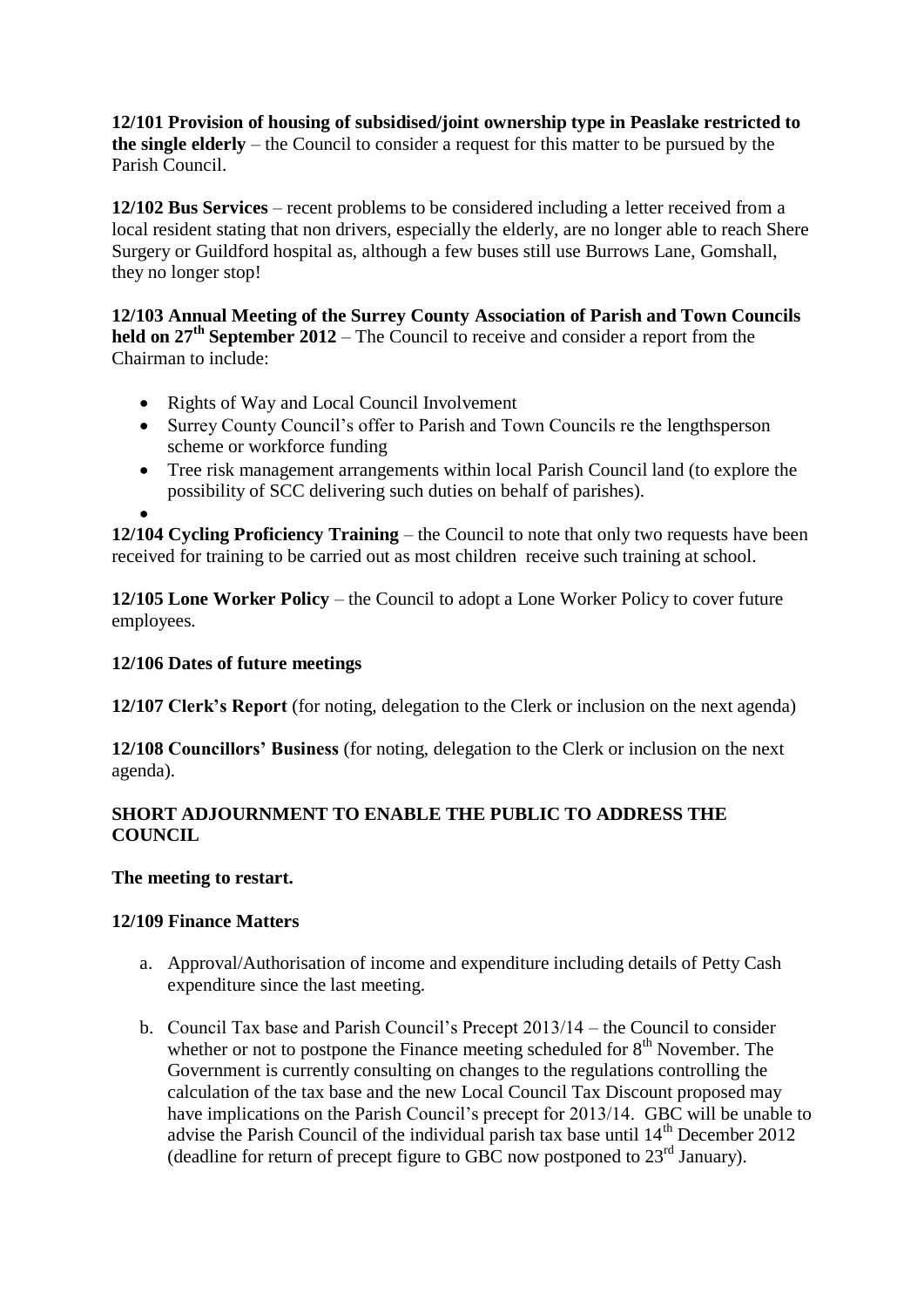**12/101 Provision of housing of subsidised/joint ownership type in Peaslake restricted to the single elderly** – the Council to consider a request for this matter to be pursued by the Parish Council.

**12/102 Bus Services** – recent problems to be considered including a letter received from a local resident stating that non drivers, especially the elderly, are no longer able to reach Shere Surgery or Guildford hospital as, although a few buses still use Burrows Lane, Gomshall, they no longer stop!

**12/103 Annual Meeting of the Surrey County Association of Parish and Town Councils held on 27th September 2012** – The Council to receive and consider a report from the Chairman to include:

- Rights of Way and Local Council Involvement
- Surrey County Council's offer to Parish and Town Councils re the lengthsperson scheme or workforce funding
- Tree risk management arrangements within local Parish Council land (to explore the possibility of SCC delivering such duties on behalf of parishes).
-

**12/104 Cycling Proficiency Training** – the Council to note that only two requests have been received for training to be carried out as most children receive such training at school.

**12/105 Lone Worker Policy** – the Council to adopt a Lone Worker Policy to cover future employees.

**12/106 Dates of future meetings**

**12/107 Clerk's Report** (for noting, delegation to the Clerk or inclusion on the next agenda)

**12/108 Councillors' Business** (for noting, delegation to the Clerk or inclusion on the next agenda).

**SHORT ADJOURNMENT TO ENABLE THE PUBLIC TO ADDRESS THE COUNCIL**

**The meeting to restart.**

**12/109 Finance Matters**

a. Approval/Authorisation of income and expenditure including details of Petty Cash expenditure since the last meeting.

b. Council Tax base and Parish Council's Precept 2013/14 – the Council to consider whether or not to postpone the Finance meeting scheduled for 8th November. The Government is currently consulting on changes to the regulations controlling the calculation of the tax base and the new Local Council Tax Discount proposed may have implications on the Parish Council's precept for 2013/14. GBC will be unable to advise the Parish Council of the individual parish tax base until 14th December 2012 (deadline for return of precept figure to GBC now postponed to 23rd January).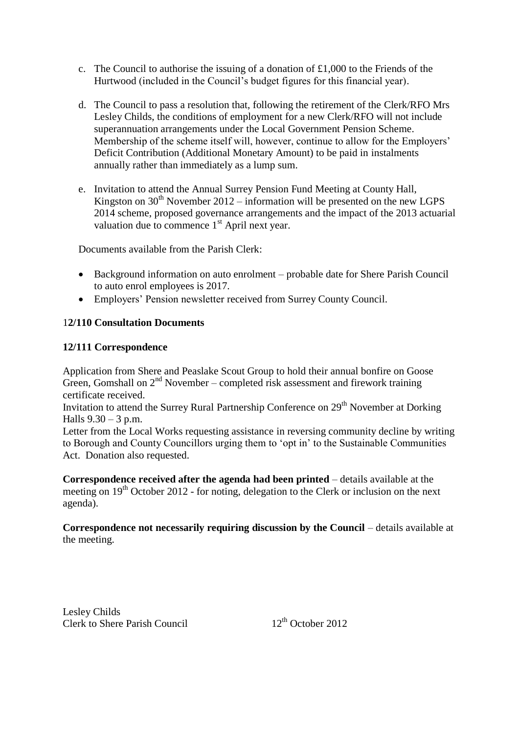c. The Council to authorise the issuing of a donation of £1,000 to the Friends of the Hurtwood (included in the Council's budget figures for this financial year).

d. The Council to pass a resolution that, following the retirement of the Clerk/RFO Mrs Lesley Childs, the conditions of employment for a new Clerk/RFO will not include superannuation arrangements under the Local Government Pension Scheme. Membership of the scheme itself will, however, continue to allow for the Employers' Deficit Contribution (Additional Monetary Amount) to be paid in instalments annually rather than immediately as a lump sum.

e. Invitation to attend the Annual Surrey Pension Fund Meeting at County Hall, Kingston on 30th November 2012 – information will be presented on the new LGPS 2014 scheme, proposed governance arrangements and the impact of the 2013 actuarial valuation due to commence 1st April next year.

Documents available from the Parish Clerk:

- Background information on auto enrolment – probable date for Shere Parish Council to auto enrol employees is 2017.
- Employers' Pension newsletter received from Surrey County Council.

**12/110 Consultation Documents**

**12/111 Correspondence**

Application from Shere and Peaslake Scout Group to hold their annual bonfire on Goose Green, Gomshall on 2nd November – completed risk assessment and firework training certificate received.
Invitation to attend the Surrey Rural Partnership Conference on 29th November at Dorking Halls 9.30 – 3 p.m.
Letter from the Local Works requesting assistance in reversing community decline by writing to Borough and County Councillors urging them to 'opt in' to the Sustainable Communities Act. Donation also requested.

**Correspondence received after the agenda had been printed** – details available at the meeting on 19th October 2012 - for noting, delegation to the Clerk or inclusion on the next agenda).

**Correspondence not necessarily requiring discussion by the Council** – details available at the meeting.

Lesley Childs
Clerk to Shere Parish Council 12th October 2012